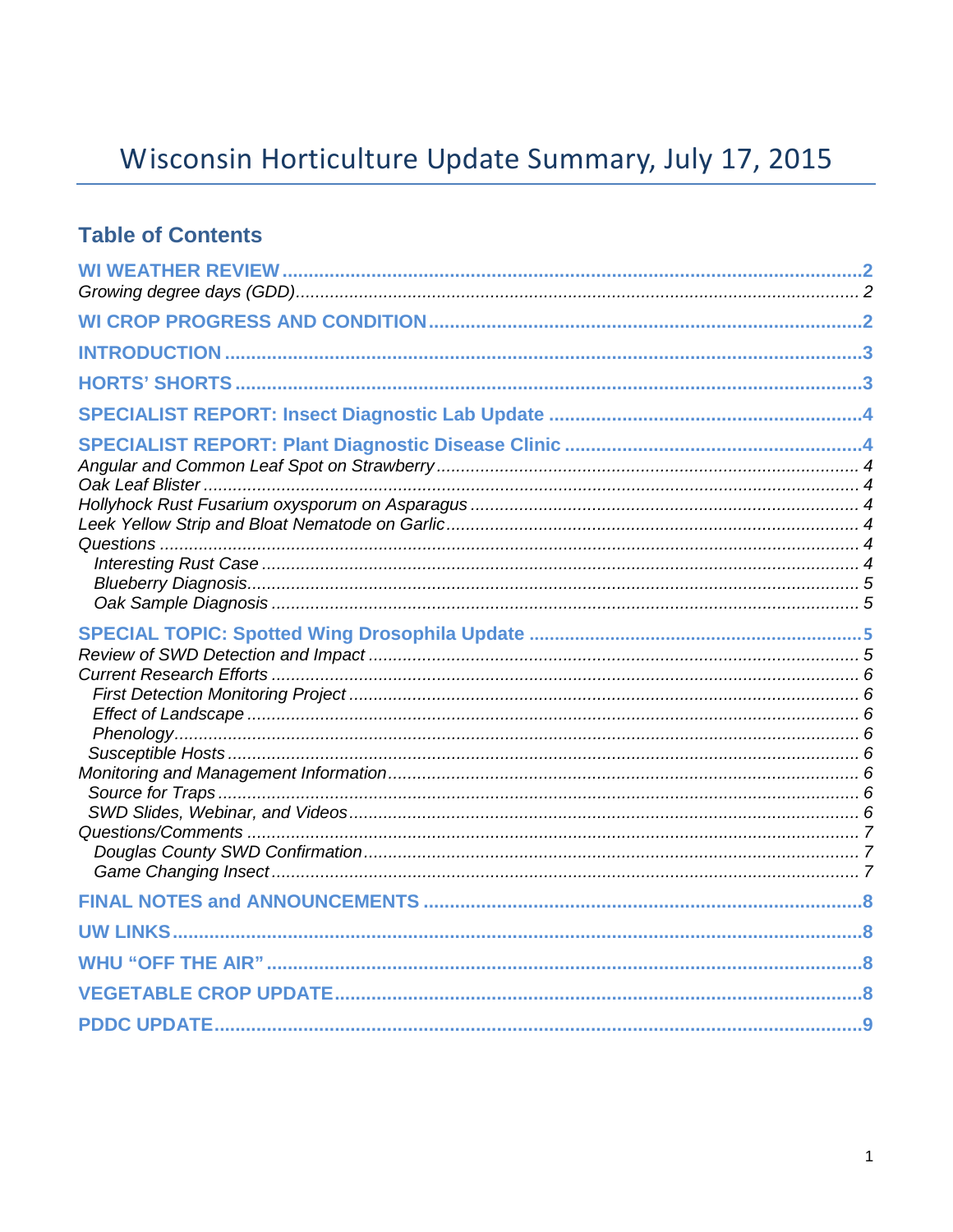# Wisconsin Horticulture Update Summary, July 17, 2015

## Table of Contents

**WI WEATHER REVIEW** .......... 2

*Growing degree days (GDD)* .......... 2

**WI CROP PROGRESS AND CONDITION** .......... 2

**INTRODUCTION** .......... 3

**HORTS' SHORTS** .......... 3

**SPECIALIST REPORT: Insect Diagnostic Lab Update** .......... 4

**SPECIALIST REPORT: Plant Diagnostic Disease Clinic** .......... 4

*Angular and Common Leaf Spot on Strawberry* .......... 4

*Oak Leaf Blister* .......... 4

*Hollyhock Rust Fusarium oxysporum on Asparagus* .......... 4

*Leek Yellow Strip and Bloat Nematode on Garlic* .......... 4

*Questions* .......... 4

- *Interesting Rust Case* .......... 4
- *Blueberry Diagnosis* .......... 5
- *Oak Sample Diagnosis* .......... 5

**SPECIAL TOPIC: Spotted Wing Drosophila Update** .......... 5

*Review of SWD Detection and Impact* .......... 5

*Current Research Efforts* .......... 6

- *First Detection Monitoring Project* .......... 6
- *Effect of Landscape* .......... 6
- *Phenology* .......... 6
- *Susceptible Hosts* .......... 6

*Monitoring and Management Information* .......... 6

- *Source for Traps* .......... 6
- *SWD Slides, Webinar, and Videos* .......... 6

*Questions/Comments* .......... 7

- *Douglas County SWD Confirmation* .......... 7
- *Game Changing Insect* .......... 7

**FINAL NOTES and ANNOUNCEMENTS** .......... 8

**UW LINKS** .......... 8

**WHU "OFF THE AIR"** .......... 8

**VEGETABLE CROP UPDATE** .......... 8

**PDDC UPDATE** .......... 9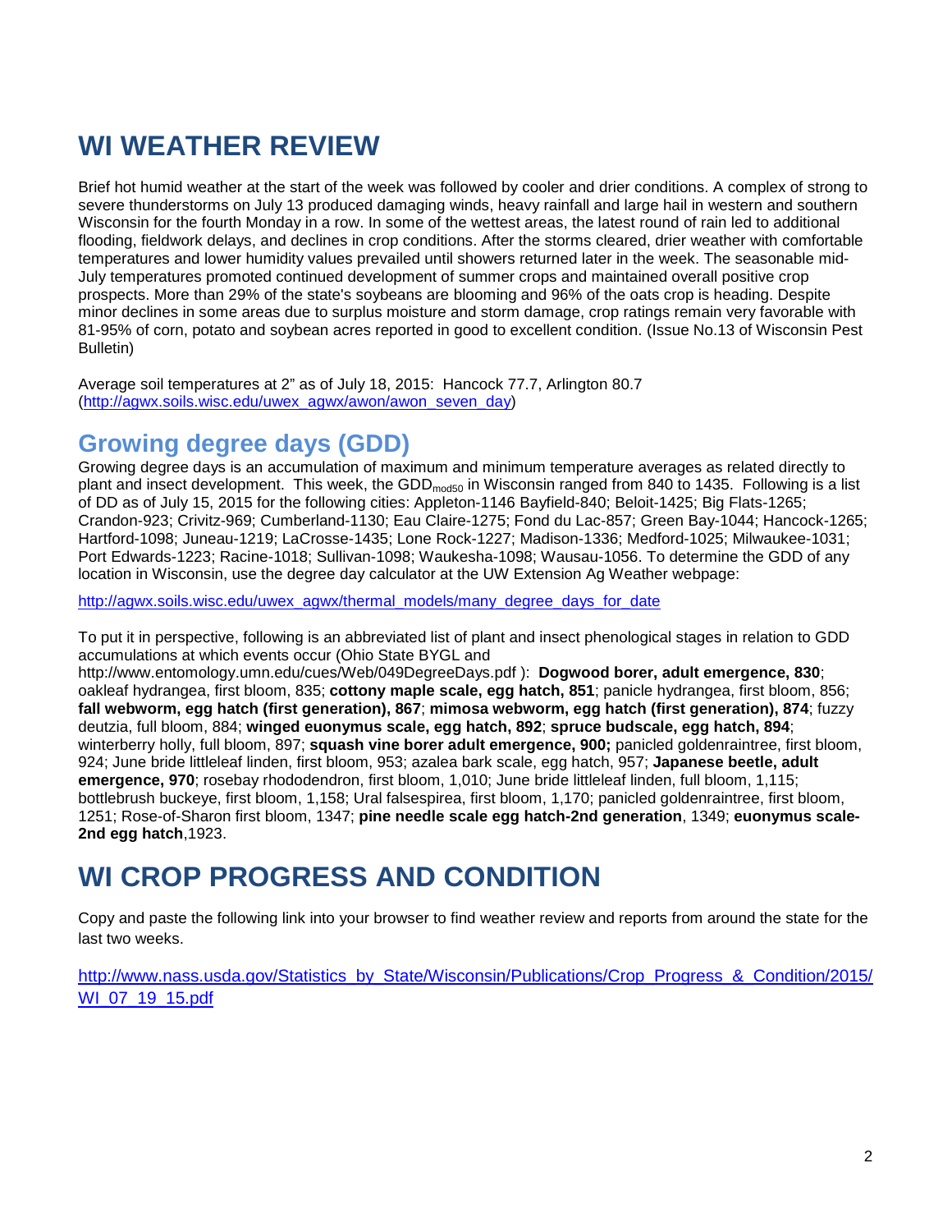# WI WEATHER REVIEW

Brief hot humid weather at the start of the week was followed by cooler and drier conditions. A complex of strong to severe thunderstorms on July 13 produced damaging winds, heavy rainfall and large hail in western and southern Wisconsin for the fourth Monday in a row. In some of the wettest areas, the latest round of rain led to additional flooding, fieldwork delays, and declines in crop conditions. After the storms cleared, drier weather with comfortable temperatures and lower humidity values prevailed until showers returned later in the week. The seasonable mid-July temperatures promoted continued development of summer crops and maintained overall positive crop prospects. More than 29% of the state's soybeans are blooming and 96% of the oats crop is heading. Despite minor declines in some areas due to surplus moisture and storm damage, crop ratings remain very favorable with 81-95% of corn, potato and soybean acres reported in good to excellent condition. (Issue No.13 of Wisconsin Pest Bulletin)

Average soil temperatures at 2" as of July 18, 2015: Hancock 77.7, Arlington 80.7 (http://agwx.soils.wisc.edu/uwex_agwx/awon/awon_seven_day)

## Growing degree days (GDD)

Growing degree days is an accumulation of maximum and minimum temperature averages as related directly to plant and insect development. This week, the $GDD_{mod50}$ in Wisconsin ranged from 840 to 1435. Following is a list of DD as of July 15, 2015 for the following cities: Appleton-1146 Bayfield-840; Beloit-1425; Big Flats-1265; Crandon-923; Crivitz-969; Cumberland-1130; Eau Claire-1275; Fond du Lac-857; Green Bay-1044; Hancock-1265; Hartford-1098; Juneau-1219; LaCrosse-1435; Lone Rock-1227; Madison-1336; Medford-1025; Milwaukee-1031; Port Edwards-1223; Racine-1018; Sullivan-1098; Waukesha-1098; Wausau-1056. To determine the GDD of any location in Wisconsin, use the degree day calculator at the UW Extension Ag Weather webpage:

http://agwx.soils.wisc.edu/uwex_agwx/thermal_models/many_degree_days_for_date

To put it in perspective, following is an abbreviated list of plant and insect phenological stages in relation to GDD accumulations at which events occur (Ohio State BYGL and http://www.entomology.umn.edu/cues/Web/049DegreeDays.pdf ): **Dogwood borer, adult emergence, 830**; oakleaf hydrangea, first bloom, 835; **cottony maple scale, egg hatch, 851**; panicle hydrangea, first bloom, 856; **fall webworm, egg hatch (first generation), 867**; **mimosa webworm, egg hatch (first generation), 874**; fuzzy deutzia, full bloom, 884; **winged euonymus scale, egg hatch, 892**; **spruce budscale, egg hatch, 894**; winterberry holly, full bloom, 897; **squash vine borer adult emergence, 900;** panicled goldenraintree, first bloom, 924; June bride littleleaf linden, first bloom, 953; azalea bark scale, egg hatch, 957; **Japanese beetle, adult emergence, 970**; rosebay rhododendron, first bloom, 1,010; June bride littleleaf linden, full bloom, 1,115; bottlebrush buckeye, first bloom, 1,158; Ural falsespirea, first bloom, 1,170; panicled goldenraintree, first bloom, 1251; Rose-of-Sharon first bloom, 1347; **pine needle scale egg hatch-2nd generation**, 1349; **euonymus scale-2nd egg hatch**,1923.

# WI CROP PROGRESS AND CONDITION

Copy and paste the following link into your browser to find weather review and reports from around the state for the last two weeks.

http://www.nass.usda.gov/Statistics_by_State/Wisconsin/Publications/Crop_Progress_&_Condition/2015/WI_07_19_15.pdf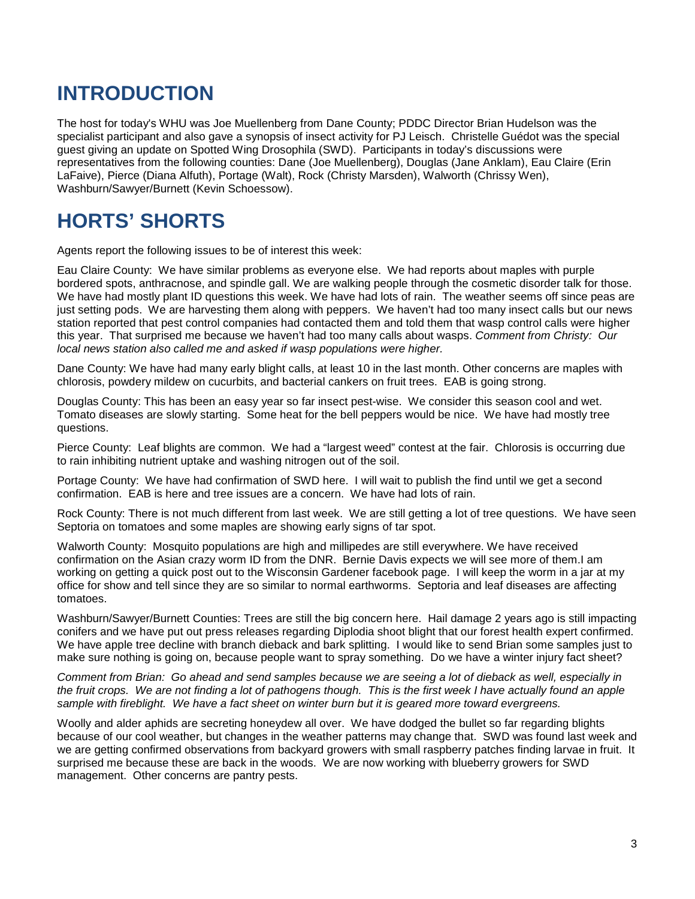# INTRODUCTION

The host for today's WHU was Joe Muellenberg from Dane County; PDDC Director Brian Hudelson was the specialist participant and also gave a synopsis of insect activity for PJ Leisch. Christelle Guédot was the special guest giving an update on Spotted Wing Drosophila (SWD). Participants in today's discussions were representatives from the following counties: Dane (Joe Muellenberg), Douglas (Jane Anklam), Eau Claire (Erin LaFaive), Pierce (Diana Alfuth), Portage (Walt), Rock (Christy Marsden), Walworth (Chrissy Wen), Washburn/Sawyer/Burnett (Kevin Schoessow).

# HORTS' SHORTS

Agents report the following issues to be of interest this week:

Eau Claire County: We have similar problems as everyone else. We had reports about maples with purple bordered spots, anthracnose, and spindle gall. We are walking people through the cosmetic disorder talk for those. We have had mostly plant ID questions this week. We have had lots of rain. The weather seems off since peas are just setting pods. We are harvesting them along with peppers. We haven't had too many insect calls but our news station reported that pest control companies had contacted them and told them that wasp control calls were higher this year. That surprised me because we haven't had too many calls about wasps. *Comment from Christy: Our local news station also called me and asked if wasp populations were higher.*

Dane County: We have had many early blight calls, at least 10 in the last month. Other concerns are maples with chlorosis, powdery mildew on cucurbits, and bacterial cankers on fruit trees. EAB is going strong.

Douglas County: This has been an easy year so far insect pest-wise. We consider this season cool and wet. Tomato diseases are slowly starting. Some heat for the bell peppers would be nice. We have had mostly tree questions.

Pierce County: Leaf blights are common. We had a "largest weed" contest at the fair. Chlorosis is occurring due to rain inhibiting nutrient uptake and washing nitrogen out of the soil.

Portage County: We have had confirmation of SWD here. I will wait to publish the find until we get a second confirmation. EAB is here and tree issues are a concern. We have had lots of rain.

Rock County: There is not much different from last week. We are still getting a lot of tree questions. We have seen Septoria on tomatoes and some maples are showing early signs of tar spot.

Walworth County: Mosquito populations are high and millipedes are still everywhere. We have received confirmation on the Asian crazy worm ID from the DNR. Bernie Davis expects we will see more of them.I am working on getting a quick post out to the Wisconsin Gardener facebook page. I will keep the worm in a jar at my office for show and tell since they are so similar to normal earthworms. Septoria and leaf diseases are affecting tomatoes.

Washburn/Sawyer/Burnett Counties: Trees are still the big concern here. Hail damage 2 years ago is still impacting conifers and we have put out press releases regarding Diplodia shoot blight that our forest health expert confirmed. We have apple tree decline with branch dieback and bark splitting. I would like to send Brian some samples just to make sure nothing is going on, because people want to spray something. Do we have a winter injury fact sheet?

*Comment from Brian: Go ahead and send samples because we are seeing a lot of dieback as well, especially in the fruit crops. We are not finding a lot of pathogens though. This is the first week I have actually found an apple sample with fireblight. We have a fact sheet on winter burn but it is geared more toward evergreens.*

Woolly and alder aphids are secreting honeydew all over. We have dodged the bullet so far regarding blights because of our cool weather, but changes in the weather patterns may change that. SWD was found last week and we are getting confirmed observations from backyard growers with small raspberry patches finding larvae in fruit. It surprised me because these are back in the woods. We are now working with blueberry growers for SWD management. Other concerns are pantry pests.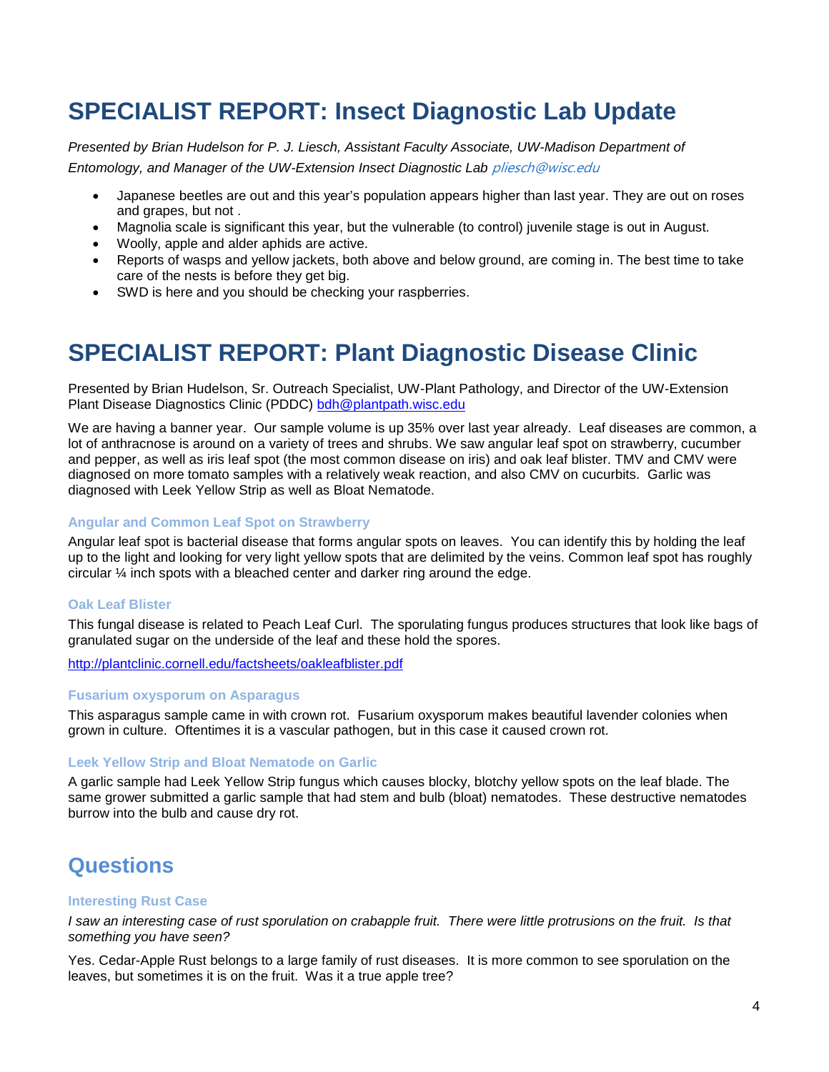# SPECIALIST REPORT: Insect Diagnostic Lab Update

*Presented by Brian Hudelson for P. J. Liesch, Assistant Faculty Associate, UW-Madison Department of Entomology, and Manager of the UW-Extension Insect Diagnostic Lab pliesch@wisc.edu*

- Japanese beetles are out and this year's population appears higher than last year. They are out on roses and grapes, but not .
- Magnolia scale is significant this year, but the vulnerable (to control) juvenile stage is out in August.
- Woolly, apple and alder aphids are active.
- Reports of wasps and yellow jackets, both above and below ground, are coming in. The best time to take care of the nests is before they get big.
- SWD is here and you should be checking your raspberries.

# SPECIALIST REPORT: Plant Diagnostic Disease Clinic

Presented by Brian Hudelson, Sr. Outreach Specialist, UW-Plant Pathology, and Director of the UW-Extension Plant Disease Diagnostics Clinic (PDDC) bdh@plantpath.wisc.edu

We are having a banner year. Our sample volume is up 35% over last year already. Leaf diseases are common, a lot of anthracnose is around on a variety of trees and shrubs. We saw angular leaf spot on strawberry, cucumber and pepper, as well as iris leaf spot (the most common disease on iris) and oak leaf blister. TMV and CMV were diagnosed on more tomato samples with a relatively weak reaction, and also CMV on cucurbits. Garlic was diagnosed with Leek Yellow Strip as well as Bloat Nematode.

### Angular and Common Leaf Spot on Strawberry

Angular leaf spot is bacterial disease that forms angular spots on leaves. You can identify this by holding the leaf up to the light and looking for very light yellow spots that are delimited by the veins. Common leaf spot has roughly circular ¼ inch spots with a bleached center and darker ring around the edge.

### Oak Leaf Blister

This fungal disease is related to Peach Leaf Curl. The sporulating fungus produces structures that look like bags of granulated sugar on the underside of the leaf and these hold the spores.

http://plantclinic.cornell.edu/factsheets/oakleafblister.pdf

### Fusarium oxysporum on Asparagus

This asparagus sample came in with crown rot. Fusarium oxysporum makes beautiful lavender colonies when grown in culture. Oftentimes it is a vascular pathogen, but in this case it caused crown rot.

### Leek Yellow Strip and Bloat Nematode on Garlic

A garlic sample had Leek Yellow Strip fungus which causes blocky, blotchy yellow spots on the leaf blade. The same grower submitted a garlic sample that had stem and bulb (bloat) nematodes. These destructive nematodes burrow into the bulb and cause dry rot.

## Questions

### Interesting Rust Case

*I saw an interesting case of rust sporulation on crabapple fruit. There were little protrusions on the fruit. Is that something you have seen?*

Yes. Cedar-Apple Rust belongs to a large family of rust diseases. It is more common to see sporulation on the leaves, but sometimes it is on the fruit. Was it a true apple tree?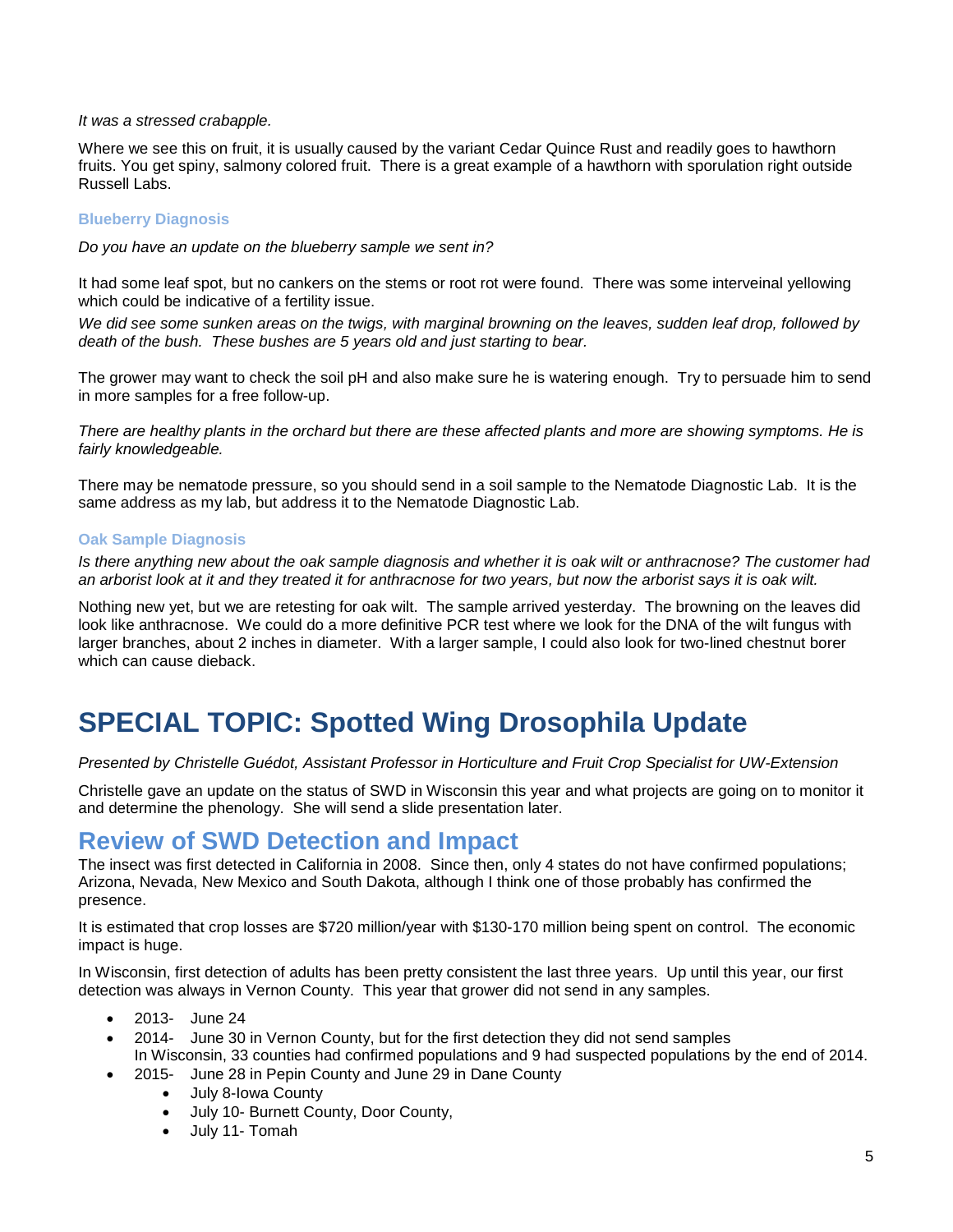*It was a stressed crabapple.*

Where we see this on fruit, it is usually caused by the variant Cedar Quince Rust and readily goes to hawthorn fruits. You get spiny, salmony colored fruit. There is a great example of a hawthorn with sporulation right outside Russell Labs.

### Blueberry Diagnosis

*Do you have an update on the blueberry sample we sent in?*

It had some leaf spot, but no cankers on the stems or root rot were found. There was some interveinal yellowing which could be indicative of a fertility issue.

*We did see some sunken areas on the twigs, with marginal browning on the leaves, sudden leaf drop, followed by death of the bush. These bushes are 5 years old and just starting to bear.*

The grower may want to check the soil pH and also make sure he is watering enough. Try to persuade him to send in more samples for a free follow-up.

*There are healthy plants in the orchard but there are these affected plants and more are showing symptoms. He is fairly knowledgeable.*

There may be nematode pressure, so you should send in a soil sample to the Nematode Diagnostic Lab. It is the same address as my lab, but address it to the Nematode Diagnostic Lab.

### Oak Sample Diagnosis

*Is there anything new about the oak sample diagnosis and whether it is oak wilt or anthracnose? The customer had an arborist look at it and they treated it for anthracnose for two years, but now the arborist says it is oak wilt.*

Nothing new yet, but we are retesting for oak wilt. The sample arrived yesterday. The browning on the leaves did look like anthracnose. We could do a more definitive PCR test where we look for the DNA of the wilt fungus with larger branches, about 2 inches in diameter. With a larger sample, I could also look for two-lined chestnut borer which can cause dieback.

# SPECIAL TOPIC: Spotted Wing Drosophila Update

*Presented by Christelle Guédot, Assistant Professor in Horticulture and Fruit Crop Specialist for UW-Extension*

Christelle gave an update on the status of SWD in Wisconsin this year and what projects are going on to monitor it and determine the phenology. She will send a slide presentation later.

## Review of SWD Detection and Impact

The insect was first detected in California in 2008. Since then, only 4 states do not have confirmed populations; Arizona, Nevada, New Mexico and South Dakota, although I think one of those probably has confirmed the presence.

It is estimated that crop losses are $720 million/year with $130-170 million being spent on control. The economic impact is huge.

In Wisconsin, first detection of adults has been pretty consistent the last three years. Up until this year, our first detection was always in Vernon County. This year that grower did not send in any samples.

- 2013- June 24
- 2014- June 30 in Vernon County, but for the first detection they did not send samples
  In Wisconsin, 33 counties had confirmed populations and 9 had suspected populations by the end of 2014.
- 2015- June 28 in Pepin County and June 29 in Dane County
  - July 8-Iowa County
  - July 10- Burnett County, Door County,
  - July 11- Tomah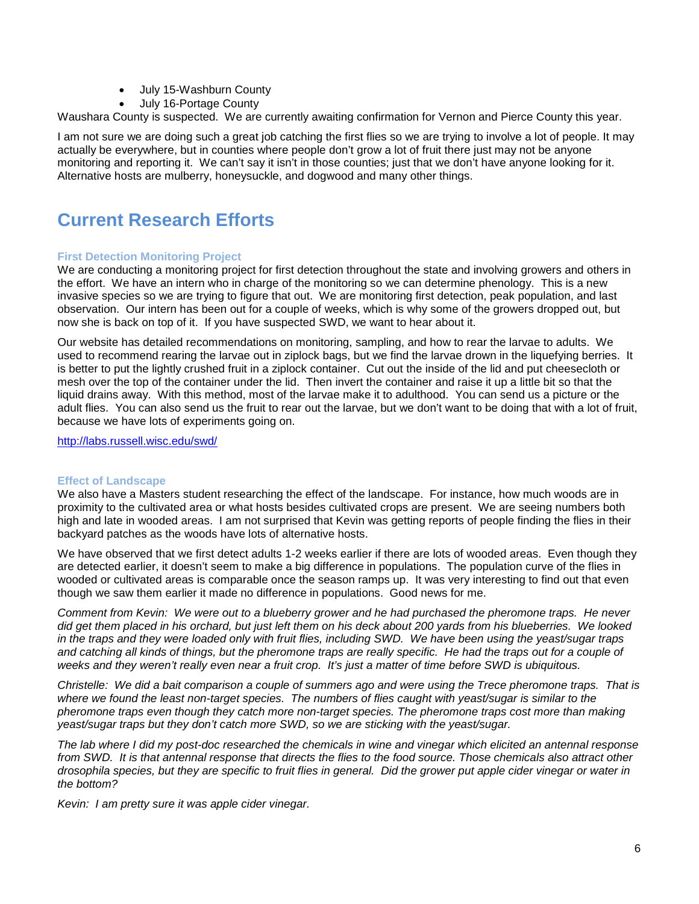- July 15-Washburn County
- July 16-Portage County

Waushara County is suspected. We are currently awaiting confirmation for Vernon and Pierce County this year.

I am not sure we are doing such a great job catching the first flies so we are trying to involve a lot of people. It may actually be everywhere, but in counties where people don't grow a lot of fruit there just may not be anyone monitoring and reporting it. We can't say it isn't in those counties; just that we don't have anyone looking for it. Alternative hosts are mulberry, honeysuckle, and dogwood and many other things.

# Current Research Efforts

### First Detection Monitoring Project

We are conducting a monitoring project for first detection throughout the state and involving growers and others in the effort. We have an intern who in charge of the monitoring so we can determine phenology. This is a new invasive species so we are trying to figure that out. We are monitoring first detection, peak population, and last observation. Our intern has been out for a couple of weeks, which is why some of the growers dropped out, but now she is back on top of it. If you have suspected SWD, we want to hear about it.

Our website has detailed recommendations on monitoring, sampling, and how to rear the larvae to adults. We used to recommend rearing the larvae out in ziplock bags, but we find the larvae drown in the liquefying berries. It is better to put the lightly crushed fruit in a ziplock container. Cut out the inside of the lid and put cheesecloth or mesh over the top of the container under the lid. Then invert the container and raise it up a little bit so that the liquid drains away. With this method, most of the larvae make it to adulthood. You can send us a picture or the adult flies. You can also send us the fruit to rear out the larvae, but we don't want to be doing that with a lot of fruit, because we have lots of experiments going on.

http://labs.russell.wisc.edu/swd/

### Effect of Landscape

We also have a Masters student researching the effect of the landscape. For instance, how much woods are in proximity to the cultivated area or what hosts besides cultivated crops are present. We are seeing numbers both high and late in wooded areas. I am not surprised that Kevin was getting reports of people finding the flies in their backyard patches as the woods have lots of alternative hosts.

We have observed that we first detect adults 1-2 weeks earlier if there are lots of wooded areas. Even though they are detected earlier, it doesn't seem to make a big difference in populations. The population curve of the flies in wooded or cultivated areas is comparable once the season ramps up. It was very interesting to find out that even though we saw them earlier it made no difference in populations. Good news for me.

*Comment from Kevin: We were out to a blueberry grower and he had purchased the pheromone traps. He never did get them placed in his orchard, but just left them on his deck about 200 yards from his blueberries. We looked in the traps and they were loaded only with fruit flies, including SWD. We have been using the yeast/sugar traps and catching all kinds of things, but the pheromone traps are really specific. He had the traps out for a couple of weeks and they weren't really even near a fruit crop. It's just a matter of time before SWD is ubiquitous.*

*Christelle: We did a bait comparison a couple of summers ago and were using the Trece pheromone traps. That is where we found the least non-target species. The numbers of flies caught with yeast/sugar is similar to the pheromone traps even though they catch more non-target species. The pheromone traps cost more than making yeast/sugar traps but they don't catch more SWD, so we are sticking with the yeast/sugar.*

*The lab where I did my post-doc researched the chemicals in wine and vinegar which elicited an antennal response from SWD. It is that antennal response that directs the flies to the food source. Those chemicals also attract other drosophila species, but they are specific to fruit flies in general. Did the grower put apple cider vinegar or water in the bottom?*

*Kevin: I am pretty sure it was apple cider vinegar.*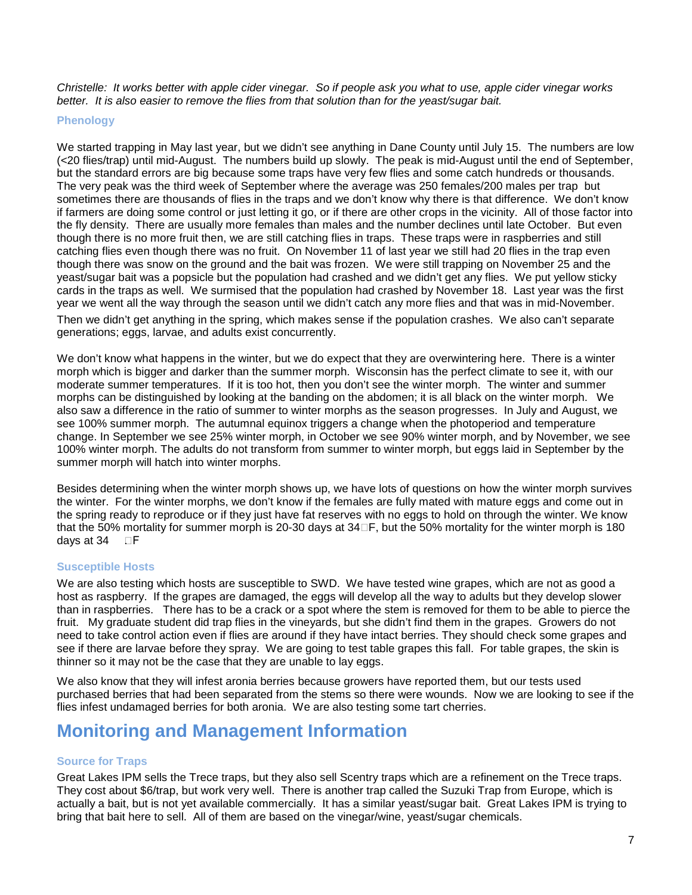*Christelle: It works better with apple cider vinegar. So if people ask you what to use, apple cider vinegar works better. It is also easier to remove the flies from that solution than for the yeast/sugar bait.*

### Phenology

We started trapping in May last year, but we didn't see anything in Dane County until July 15. The numbers are low (<20 flies/trap) until mid-August. The numbers build up slowly. The peak is mid-August until the end of September, but the standard errors are big because some traps have very few flies and some catch hundreds or thousands. The very peak was the third week of September where the average was 250 females/200 males per trap but sometimes there are thousands of flies in the traps and we don't know why there is that difference. We don't know if farmers are doing some control or just letting it go, or if there are other crops in the vicinity. All of those factor into the fly density. There are usually more females than males and the number declines until late October. But even though there is no more fruit then, we are still catching flies in traps. These traps were in raspberries and still catching flies even though there was no fruit. On November 11 of last year we still had 20 flies in the trap even though there was snow on the ground and the bait was frozen. We were still trapping on November 25 and the yeast/sugar bait was a popsicle but the population had crashed and we didn't get any flies. We put yellow sticky cards in the traps as well. We surmised that the population had crashed by November 18. Last year was the first year we went all the way through the season until we didn't catch any more flies and that was in mid-November. Then we didn't get anything in the spring, which makes sense if the population crashes. We also can't separate generations; eggs, larvae, and adults exist concurrently.

We don't know what happens in the winter, but we do expect that they are overwintering here. There is a winter morph which is bigger and darker than the summer morph. Wisconsin has the perfect climate to see it, with our moderate summer temperatures. If it is too hot, then you don't see the winter morph. The winter and summer morphs can be distinguished by looking at the banding on the abdomen; it is all black on the winter morph. We also saw a difference in the ratio of summer to winter morphs as the season progresses. In July and August, we see 100% summer morph. The autumnal equinox triggers a change when the photoperiod and temperature change. In September we see 25% winter morph, in October we see 90% winter morph, and by November, we see 100% winter morph. The adults do not transform from summer to winter morph, but eggs laid in September by the summer morph will hatch into winter morphs.

Besides determining when the winter morph shows up, we have lots of questions on how the winter morph survives the winter. For the winter morphs, we don't know if the females are fully mated with mature eggs and come out in the spring ready to reproduce or if they just have fat reserves with no eggs to hold on through the winter. We know that the 50% mortality for summer morph is 20-30 days at 34°F, but the 50% mortality for the winter morph is 180 days at 34 °F

### Susceptible Hosts

We are also testing which hosts are susceptible to SWD. We have tested wine grapes, which are not as good a host as raspberry. If the grapes are damaged, the eggs will develop all the way to adults but they develop slower than in raspberries. There has to be a crack or a spot where the stem is removed for them to be able to pierce the fruit. My graduate student did trap flies in the vineyards, but she didn't find them in the grapes. Growers do not need to take control action even if flies are around if they have intact berries. They should check some grapes and see if there are larvae before they spray. We are going to test table grapes this fall. For table grapes, the skin is thinner so it may not be the case that they are unable to lay eggs.

We also know that they will infest aronia berries because growers have reported them, but our tests used purchased berries that had been separated from the stems so there were wounds. Now we are looking to see if the flies infest undamaged berries for both aronia. We are also testing some tart cherries.

## Monitoring and Management Information

### Source for Traps

Great Lakes IPM sells the Trece traps, but they also sell Scentry traps which are a refinement on the Trece traps. They cost about $6/trap, but work very well. There is another trap called the Suzuki Trap from Europe, which is actually a bait, but is not yet available commercially. It has a similar yeast/sugar bait. Great Lakes IPM is trying to bring that bait here to sell. All of them are based on the vinegar/wine, yeast/sugar chemicals.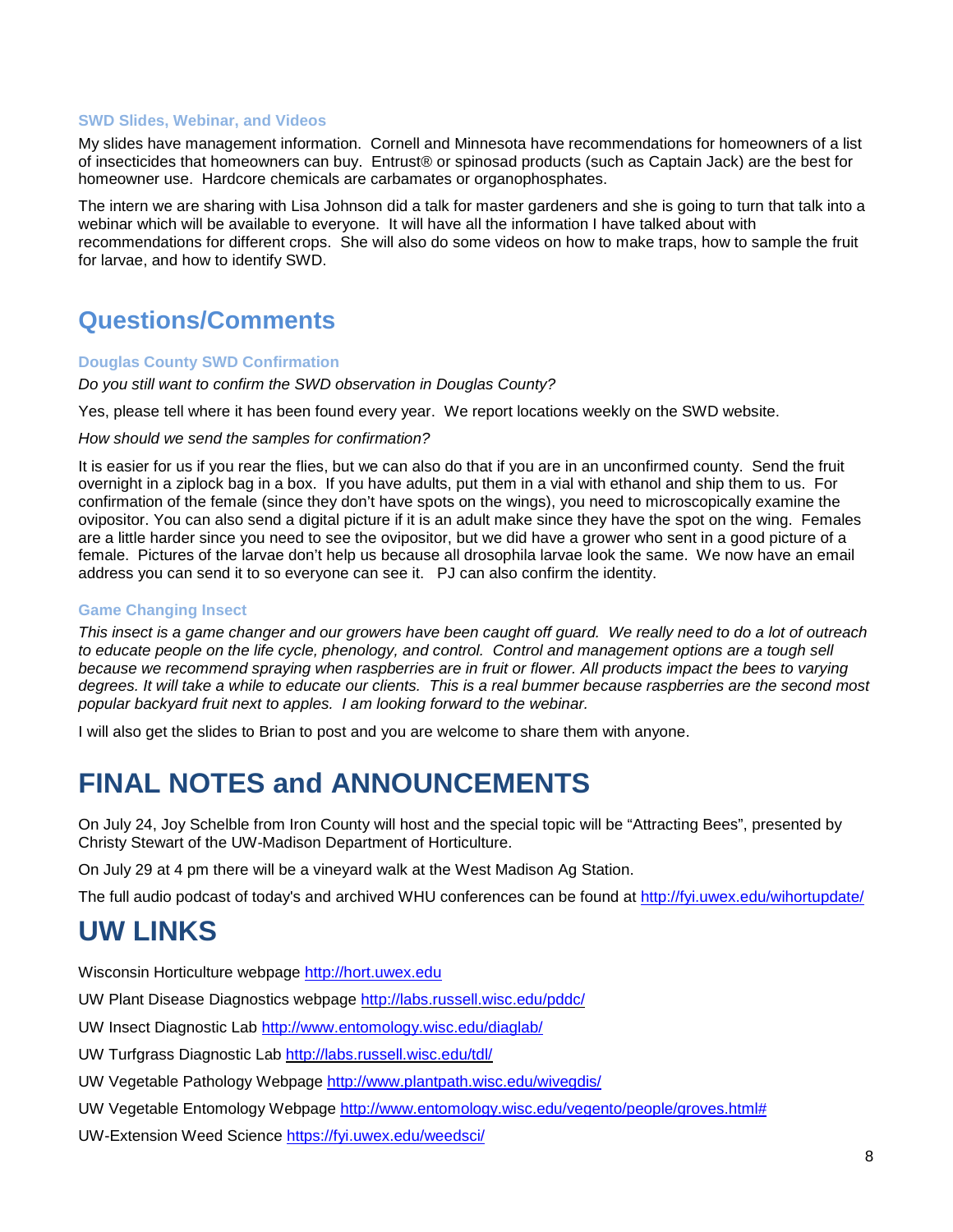### SWD Slides, Webinar, and Videos

My slides have management information. Cornell and Minnesota have recommendations for homeowners of a list of insecticides that homeowners can buy. Entrust® or spinosad products (such as Captain Jack) are the best for homeowner use. Hardcore chemicals are carbamates or organophosphates.

The intern we are sharing with Lisa Johnson did a talk for master gardeners and she is going to turn that talk into a webinar which will be available to everyone. It will have all the information I have talked about with recommendations for different crops. She will also do some videos on how to make traps, how to sample the fruit for larvae, and how to identify SWD.

## Questions/Comments

### Douglas County SWD Confirmation

*Do you still want to confirm the SWD observation in Douglas County?*

Yes, please tell where it has been found every year. We report locations weekly on the SWD website.

*How should we send the samples for confirmation?*

It is easier for us if you rear the flies, but we can also do that if you are in an unconfirmed county. Send the fruit overnight in a ziplock bag in a box. If you have adults, put them in a vial with ethanol and ship them to us. For confirmation of the female (since they don't have spots on the wings), you need to microscopically examine the ovipositor. You can also send a digital picture if it is an adult make since they have the spot on the wing. Females are a little harder since you need to see the ovipositor, but we did have a grower who sent in a good picture of a female. Pictures of the larvae don't help us because all drosophila larvae look the same. We now have an email address you can send it to so everyone can see it. PJ can also confirm the identity.

### Game Changing Insect

*This insect is a game changer and our growers have been caught off guard. We really need to do a lot of outreach to educate people on the life cycle, phenology, and control. Control and management options are a tough sell because we recommend spraying when raspberries are in fruit or flower. All products impact the bees to varying degrees. It will take a while to educate our clients. This is a real bummer because raspberries are the second most popular backyard fruit next to apples. I am looking forward to the webinar.*

I will also get the slides to Brian to post and you are welcome to share them with anyone.

# FINAL NOTES and ANNOUNCEMENTS

On July 24, Joy Schelble from Iron County will host and the special topic will be "Attracting Bees", presented by Christy Stewart of the UW-Madison Department of Horticulture.

On July 29 at 4 pm there will be a vineyard walk at the West Madison Ag Station.

The full audio podcast of today's and archived WHU conferences can be found at http://fyi.uwex.edu/wihortupdate/

# UW LINKS

Wisconsin Horticulture webpage http://hort.uwex.edu

UW Plant Disease Diagnostics webpage http://labs.russell.wisc.edu/pddc/

UW Insect Diagnostic Lab http://www.entomology.wisc.edu/diaglab/

UW Turfgrass Diagnostic Lab http://labs.russell.wisc.edu/tdl/

UW Vegetable Pathology Webpage http://www.plantpath.wisc.edu/wivegdis/

UW Vegetable Entomology Webpage http://www.entomology.wisc.edu/vegento/people/groves.html#

UW-Extension Weed Science https://fyi.uwex.edu/weedsci/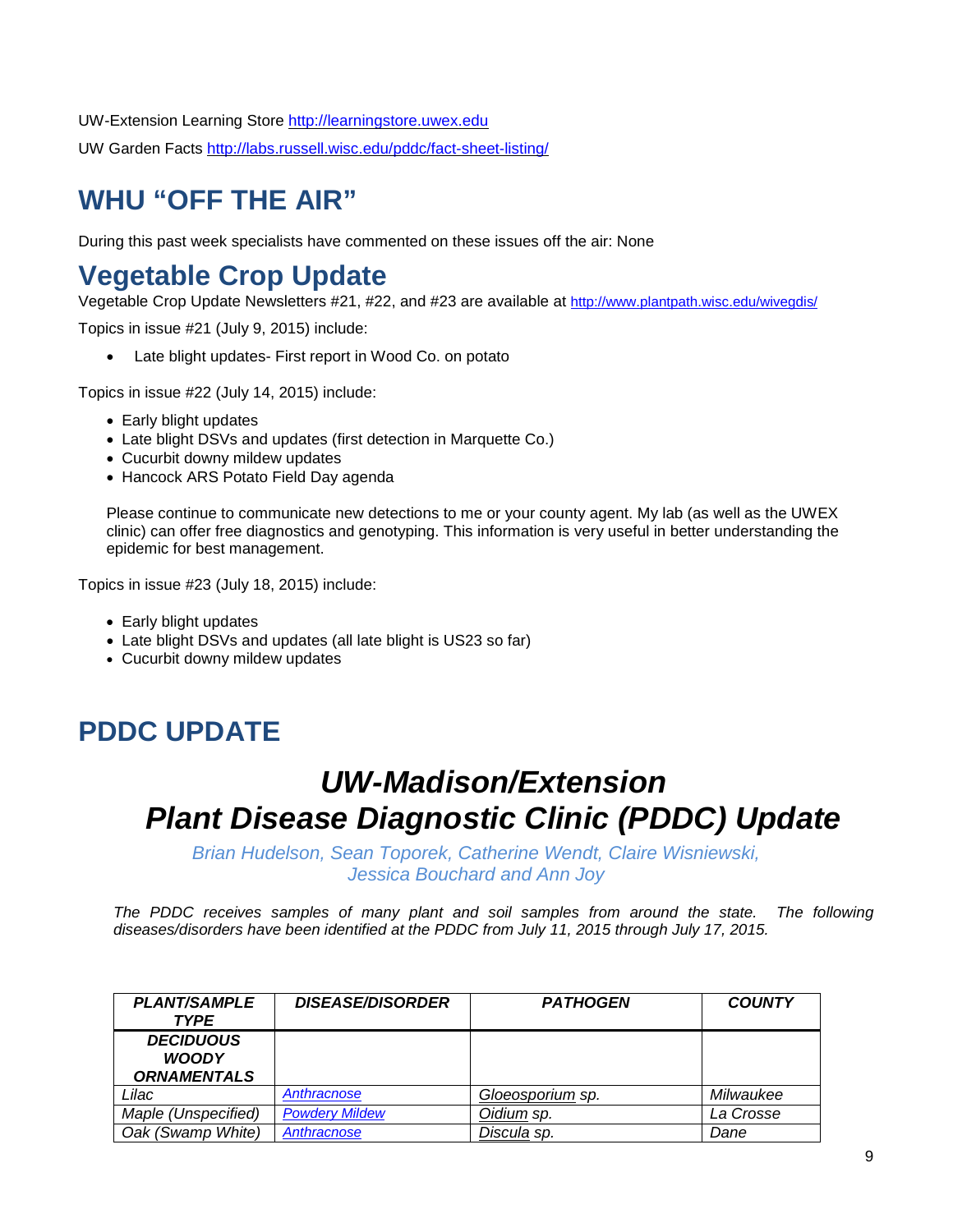UW-Extension Learning Store http://learningstore.uwex.edu

UW Garden Facts http://labs.russell.wisc.edu/pddc/fact-sheet-listing/

# WHU "OFF THE AIR"

During this past week specialists have commented on these issues off the air: None

# Vegetable Crop Update

Vegetable Crop Update Newsletters #21, #22, and #23 are available at http://www.plantpath.wisc.edu/wivegdis/

Topics in issue #21 (July 9, 2015) include:

- Late blight updates- First report in Wood Co. on potato

Topics in issue #22 (July 14, 2015) include:

- Early blight updates
- Late blight DSVs and updates (first detection in Marquette Co.)
- Cucurbit downy mildew updates
- Hancock ARS Potato Field Day agenda

Please continue to communicate new detections to me or your county agent. My lab (as well as the UWEX clinic) can offer free diagnostics and genotyping. This information is very useful in better understanding the epidemic for best management.

Topics in issue #23 (July 18, 2015) include:

- Early blight updates
- Late blight DSVs and updates (all late blight is US23 so far)
- Cucurbit downy mildew updates

# PDDC UPDATE

## *UW-Madison/Extension Plant Disease Diagnostic Clinic (PDDC) Update*

*Brian Hudelson, Sean Toporek, Catherine Wendt, Claire Wisniewski, Jessica Bouchard and Ann Joy*

*The PDDC receives samples of many plant and soil samples from around the state. The following diseases/disorders have been identified at the PDDC from July 11, 2015 through July 17, 2015.*

| *PLANT/SAMPLE TYPE* | *DISEASE/DISORDER* | *PATHOGEN* | *COUNTY* |
|---|---|---|---|
| ***DECIDUOUS WOODY ORNAMENTALS*** | | | |
| *Lilac* | *Anthracnose* | *Gloeosporium sp.* | *Milwaukee* |
| *Maple (Unspecified)* | *Powdery Mildew* | *Oidium sp.* | *La Crosse* |
| *Oak (Swamp White)* | *Anthracnose* | *Discula sp.* | *Dane* |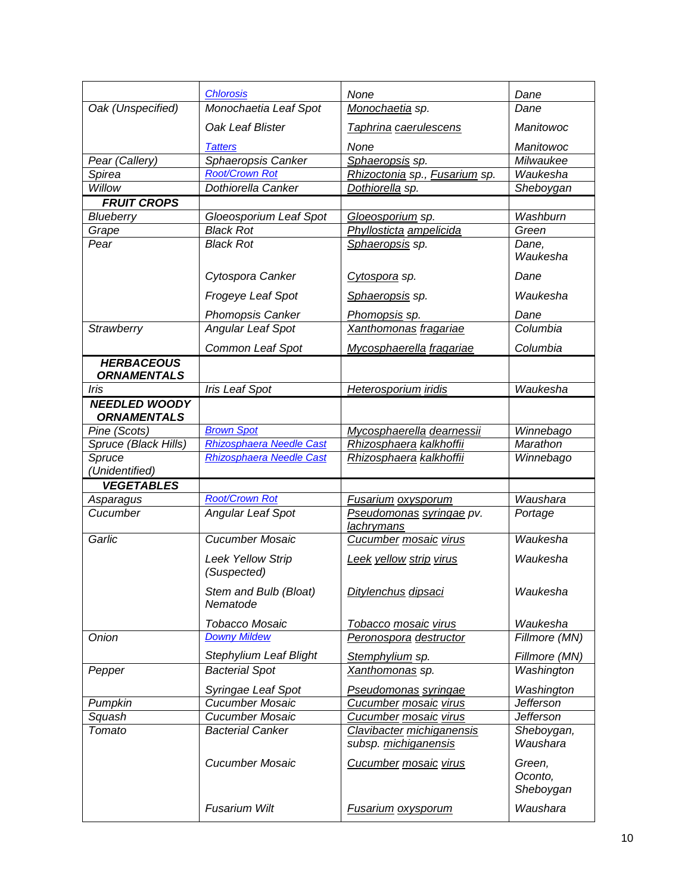| | | | |
|---|---|---|---|
| | Chlorosis | None | Dane |
| Oak (Unspecified) | Monochaetia Leaf Spot | Monochaetia sp. | Dane |
| | Oak Leaf Blister | Taphrina caerulescens | Manitowoc |
| | Tatters | None | Manitowoc |
| Pear (Callery) | Sphaeropsis Canker | Sphaeropsis sp. | Milwaukee |
| Spirea | Root/Crown Rot | Rhizoctonia sp., Fusarium sp. | Waukesha |
| Willow | Dothiorella Canker | Dothiorella sp. | Sheboygan |
| **FRUIT CROPS** | | | |
| Blueberry | Gloeosporium Leaf Spot | Gloeosporium sp. | Washburn |
| Grape | Black Rot | Phyllosticta ampelicida | Green |
| Pear | Black Rot | Sphaeropsis sp. | Dane, Waukesha |
| | Cytospora Canker | Cytospora sp. | Dane |
| | Frogeye Leaf Spot | Sphaeropsis sp. | Waukesha |
| | Phomopsis Canker | Phomopsis sp. | Dane |
| Strawberry | Angular Leaf Spot | Xanthomonas fragariae | Columbia |
| | Common Leaf Spot | Mycosphaerella fragariae | Columbia |
| **HERBACEOUS ORNAMENTALS** | | | |
| Iris | Iris Leaf Spot | Heterosporium iridis | Waukesha |
| **NEEDLED WOODY ORNAMENTALS** | | | |
| Pine (Scots) | Brown Spot | Mycosphaerella dearnessii | Winnebago |
| Spruce (Black Hills) | Rhizosphaera Needle Cast | Rhizosphaera kalkhoffii | Marathon |
| Spruce (Unidentified) | Rhizosphaera Needle Cast | Rhizosphaera kalkhoffii | Winnebago |
| **VEGETABLES** | | | |
| Asparagus | Root/Crown Rot | Fusarium oxysporum | Waushara |
| Cucumber | Angular Leaf Spot | Pseudomonas syringae pv. lachrymans | Portage |
| Garlic | Cucumber Mosaic | Cucumber mosaic virus | Waukesha |
| | Leek Yellow Strip (Suspected) | Leek yellow strip virus | Waukesha |
| | Stem and Bulb (Bloat) Nematode | Ditylenchus dipsaci | Waukesha |
| | Tobacco Mosaic | Tobacco mosaic virus | Waukesha |
| Onion | Downy Mildew | Peronospora destructor | Fillmore (MN) |
| | Stephylium Leaf Blight | Stemphylium sp. | Fillmore (MN) |
| Pepper | Bacterial Spot | Xanthomonas sp. | Washington |
| | Syringae Leaf Spot | Pseudomonas syringae | Washington |
| Pumpkin | Cucumber Mosaic | Cucumber mosaic virus | Jefferson |
| Squash | Cucumber Mosaic | Cucumber mosaic virus | Jefferson |
| Tomato | Bacterial Canker | Clavibacter michiganensis subsp. michiganensis | Sheboygan, Waushara |
| | Cucumber Mosaic | Cucumber mosaic virus | Green, Oconto, Sheboygan |
| | Fusarium Wilt | Fusarium oxysporum | Waushara |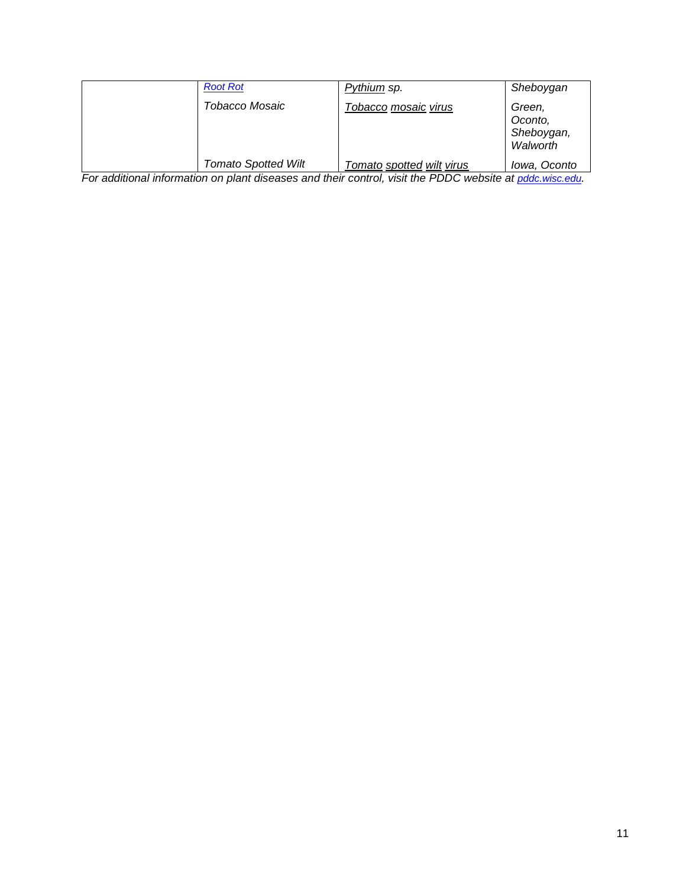| | | | |
|---|---|---|---|
| | *Root Rot* | *Pythium sp.* | *Sheboygan* |
| | *Tobacco Mosaic* | *Tobacco mosaic virus* | *Green, Oconto, Sheboygan, Walworth* |
| | *Tomato Spotted Wilt* | *Tomato spotted wilt virus* | *Iowa, Oconto* |

*For additional information on plant diseases and their control, visit the PDDC website at pddc.wisc.edu.*